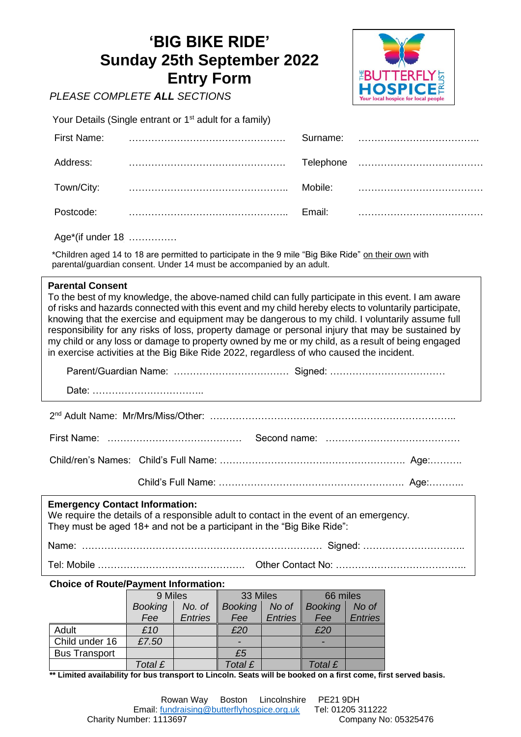# 'BIG BIKE RIDE'
# Sunday 25th September 2022
# Entry Form

*PLEASE COMPLETE **ALL** SECTIONS*

THE BUTTERFLY HOSPICE TRUST
Your local hospice for local people

Your Details (Single entrant or 1st adult for a family)

First Name: …………………………………………… Surname: ………………………………..

Address: …………………………………………… Telephone …………………………………

Town/City: ………………………………………….. Mobile: …………………………………

Postcode: ………………………………………….. Email: …………………………………

Age*(if under 18 ……………

*Children aged 14 to 18 are permitted to participate in the 9 mile "Big Bike Ride" on their own with parental/guardian consent. Under 14 must be accompanied by an adult.

**Parental Consent**

To the best of my knowledge, the above-named child can fully participate in this event. I am aware of risks and hazards connected with this event and my child hereby elects to voluntarily participate, knowing that the exercise and equipment may be dangerous to my child. I voluntarily assume full responsibility for any risks of loss, property damage or personal injury that may be sustained by my child or any loss or damage to property owned by me or my child, as a result of being engaged in exercise activities at the Big Bike Ride 2022, regardless of who caused the incident.

Parent/Guardian Name: ……………………………… Signed: ………………………………

Date: ……………………………..

2nd Adult Name: Mr/Mrs/Miss/Other: ………………………………………………………………..

First Name: …………………………………… Second name: ……………………………………

Child/ren's Names: Child's Full Name: …………………………………………………. Age:……….

Child's Full Name: …………………………………………………. Age:………..

**Emergency Contact Information:**

We require the details of a responsible adult to contact in the event of an emergency. They must be aged 18+ and not be a participant in the "Big Bike Ride":

Name: ………………………………………………………………… Signed: …………………………..

Tel: Mobile ……………………………………… Other Contact No: …………………………………..

**Choice of Route/Payment Information:**

| | 9 Miles | | 33 Miles | | 66 miles | |
|---|---|---|---|---|---|---|
| | *Booking Fee* | *No. of Entries* | *Booking Fee* | *No of Entries* | *Booking Fee* | *No of Entries* |
| Adult | *£10* | | *£20* | | *£20* | |
| Child under 16 | *£7.50* | | - | | - | |
| Bus Transport | | | *£5* | | | |
| | *Total £* | | *Total £* | | *Total £* | |

**** Limited availability for bus transport to Lincoln. Seats will be booked on a first come, first served basis.**

Rowan Way Boston Lincolnshire PE21 9DH
Email: fundraising@butterflyhospice.org.uk Tel: 01205 311222
Charity Number: 1113697 Company No: 05325476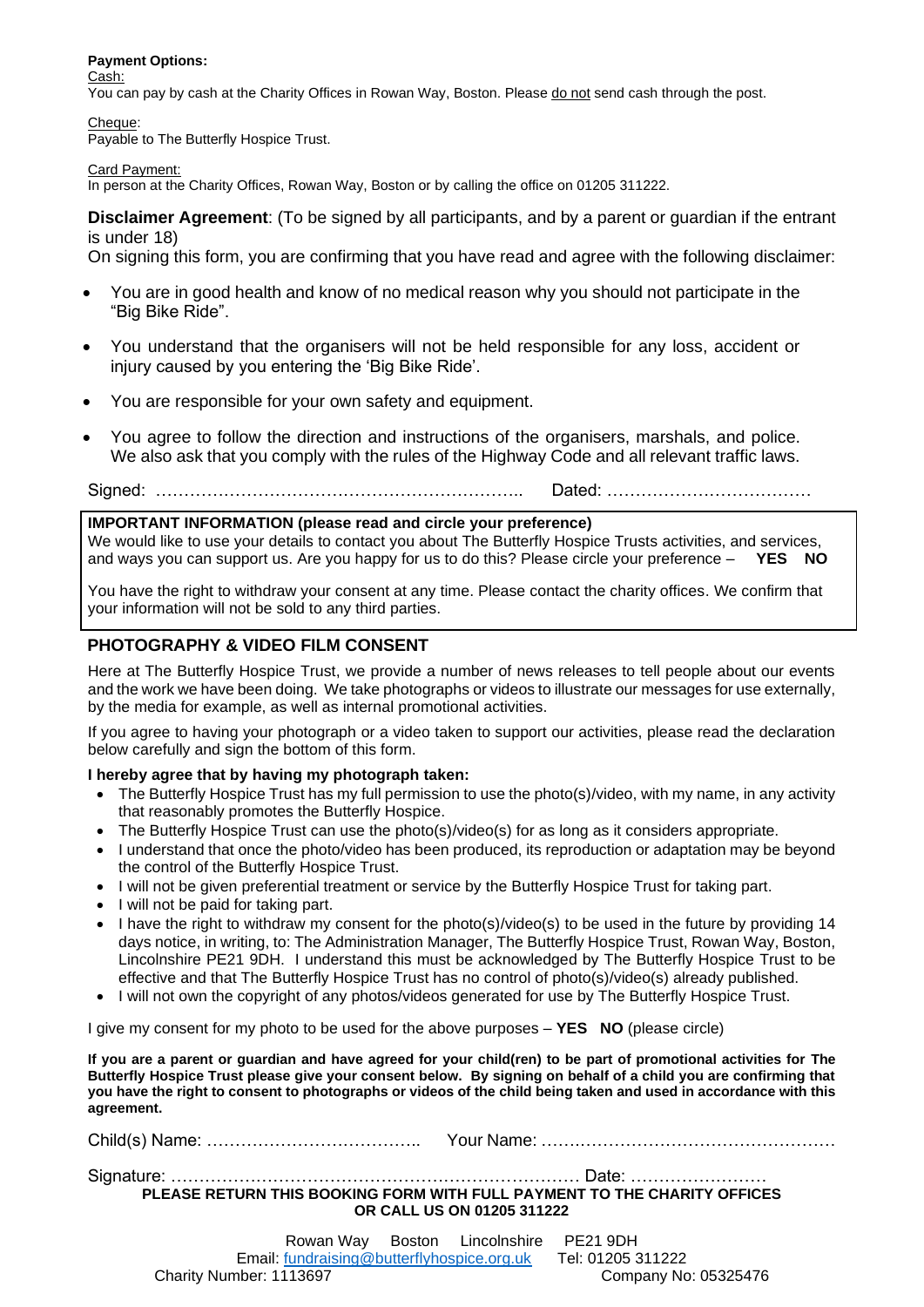**Payment Options:**

Cash:

You can pay by cash at the Charity Offices in Rowan Way, Boston. Please do not send cash through the post.

Cheque:

Payable to The Butterfly Hospice Trust.

Card Payment:

In person at the Charity Offices, Rowan Way, Boston or by calling the office on 01205 311222.

**Disclaimer Agreement**: (To be signed by all participants, and by a parent or guardian if the entrant is under 18)

On signing this form, you are confirming that you have read and agree with the following disclaimer:

- You are in good health and know of no medical reason why you should not participate in the "Big Bike Ride".
- You understand that the organisers will not be held responsible for any loss, accident or injury caused by you entering the 'Big Bike Ride'.
- You are responsible for your own safety and equipment.
- You agree to follow the direction and instructions of the organisers, marshals, and police. We also ask that you comply with the rules of the Highway Code and all relevant traffic laws.

Signed: ……………………………………………………….. Dated: ………………………………

**IMPORTANT INFORMATION (please read and circle your preference)**

We would like to use your details to contact you about The Butterfly Hospice Trusts activities, and services, and ways you can support us. Are you happy for us to do this? Please circle your preference – **YES NO**

You have the right to withdraw your consent at any time. Please contact the charity offices. We confirm that your information will not be sold to any third parties.

## PHOTOGRAPHY & VIDEO FILM CONSENT

Here at The Butterfly Hospice Trust, we provide a number of news releases to tell people about our events and the work we have been doing. We take photographs or videos to illustrate our messages for use externally, by the media for example, as well as internal promotional activities.

If you agree to having your photograph or a video taken to support our activities, please read the declaration below carefully and sign the bottom of this form.

**I hereby agree that by having my photograph taken:**

- The Butterfly Hospice Trust has my full permission to use the photo(s)/video, with my name, in any activity that reasonably promotes the Butterfly Hospice.
- The Butterfly Hospice Trust can use the photo(s)/video(s) for as long as it considers appropriate.
- I understand that once the photo/video has been produced, its reproduction or adaptation may be beyond the control of the Butterfly Hospice Trust.
- I will not be given preferential treatment or service by the Butterfly Hospice Trust for taking part.
- I will not be paid for taking part.
- I have the right to withdraw my consent for the photo(s)/video(s) to be used in the future by providing 14 days notice, in writing, to: The Administration Manager, The Butterfly Hospice Trust, Rowan Way, Boston, Lincolnshire PE21 9DH. I understand this must be acknowledged by The Butterfly Hospice Trust to be effective and that The Butterfly Hospice Trust has no control of photo(s)/video(s) already published.
- I will not own the copyright of any photos/videos generated for use by The Butterfly Hospice Trust.

I give my consent for my photo to be used for the above purposes – **YES NO** (please circle)

**If you are a parent or guardian and have agreed for your child(ren) to be part of promotional activities for The Butterfly Hospice Trust please give your consent below. By signing on behalf of a child you are confirming that you have the right to consent to photographs or videos of the child being taken and used in accordance with this agreement.**

Child(s) Name: ……………………………….. Your Name: ……………………………………………

Signature: ……………………………………………………………… Date: ……………………

**PLEASE RETURN THIS BOOKING FORM WITH FULL PAYMENT TO THE CHARITY OFFICES OR CALL US ON 01205 311222**

Rowan Way Boston Lincolnshire PE21 9DH

Email: fundraising@butterflyhospice.org.uk Tel: 01205 311222

Charity Number: 1113697 Company No: 05325476